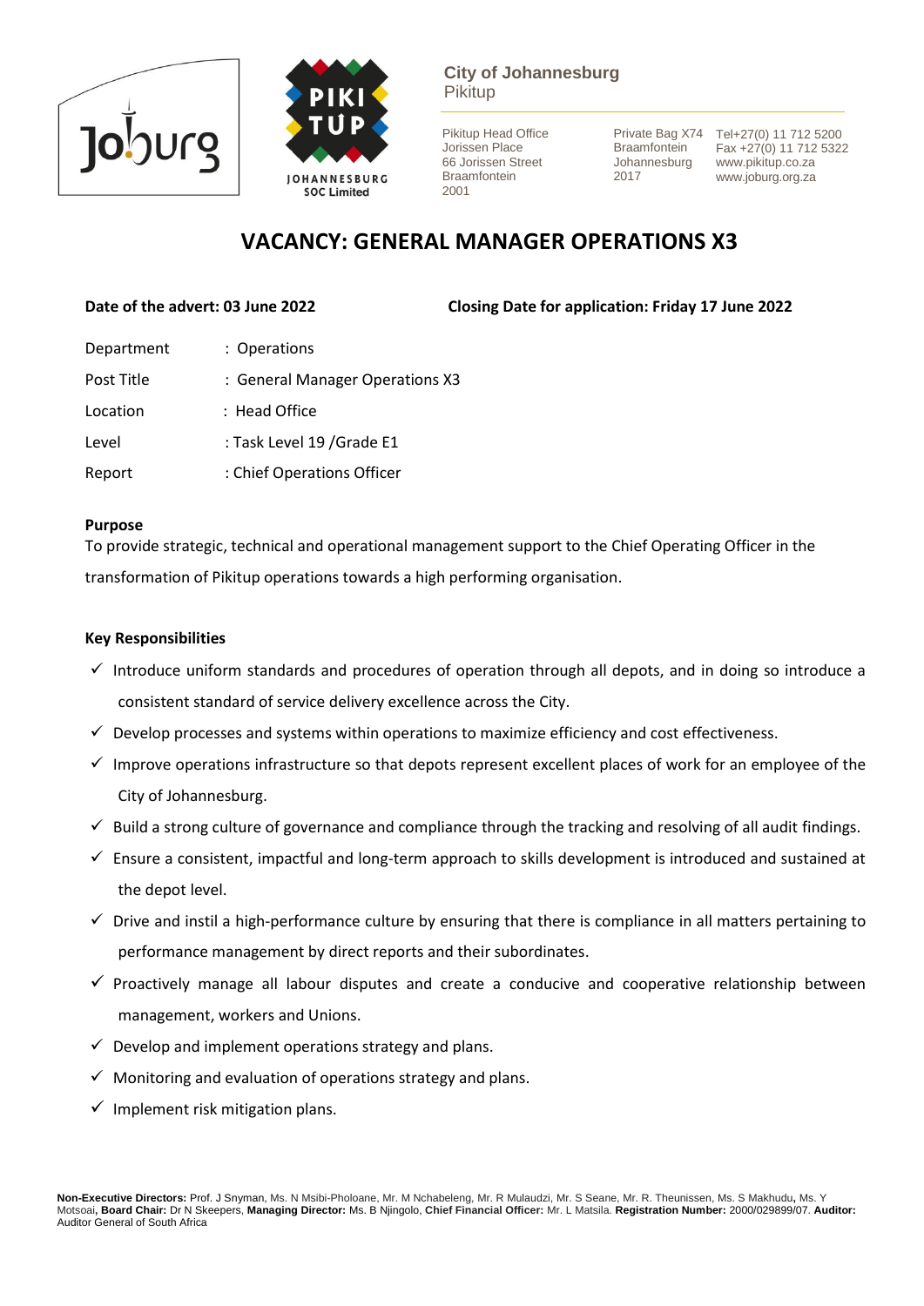City of Johannesburg
Pikitup

Pikitup Head Office
Jorissen Place
66 Jorissen Street
Braamfontein
2001

Private Bag X74
Braamfontein
Johannesburg
2017

Tel+27(0) 11 712 5200
Fax +27(0) 11 712 5322
www.pikitup.co.za
www.joburg.org.za

# VACANCY: GENERAL MANAGER OPERATIONS X3

**Date of the advert: 03 June 2022** **Closing Date for application: Friday 17 June 2022**

| | |
|---|---|
| Department | : Operations |
| Post Title | : General Manager Operations X3 |
| Location | : Head Office |
| Level | : Task Level 19 /Grade E1 |
| Report | : Chief Operations Officer |

**Purpose**

To provide strategic, technical and operational management support to the Chief Operating Officer in the transformation of Pikitup operations towards a high performing organisation.

**Key Responsibilities**

- ✓ Introduce uniform standards and procedures of operation through all depots, and in doing so introduce a consistent standard of service delivery excellence across the City.
- ✓ Develop processes and systems within operations to maximize efficiency and cost effectiveness.
- ✓ Improve operations infrastructure so that depots represent excellent places of work for an employee of the City of Johannesburg.
- ✓ Build a strong culture of governance and compliance through the tracking and resolving of all audit findings.
- ✓ Ensure a consistent, impactful and long-term approach to skills development is introduced and sustained at the depot level.
- ✓ Drive and instil a high-performance culture by ensuring that there is compliance in all matters pertaining to performance management by direct reports and their subordinates.
- ✓ Proactively manage all labour disputes and create a conducive and cooperative relationship between management, workers and Unions.
- ✓ Develop and implement operations strategy and plans.
- ✓ Monitoring and evaluation of operations strategy and plans.
- ✓ Implement risk mitigation plans.

**Non-Executive Directors:** Prof. J Snyman, Ms. N Msibi-Pholoane, Mr. M Nchabeleng, Mr. R Mulaudzi, Mr. S Seane, Mr. R. Theunissen, Ms. S Makhudu**,** Ms. Y Motsoai**, Board Chair:** Dr N Skeepers, **Managing Director:** Ms. B Njingolo, **Chief Financial Officer:** Mr. L Matsila. **Registration Number:** 2000/029899/07. **Auditor:** Auditor General of South Africa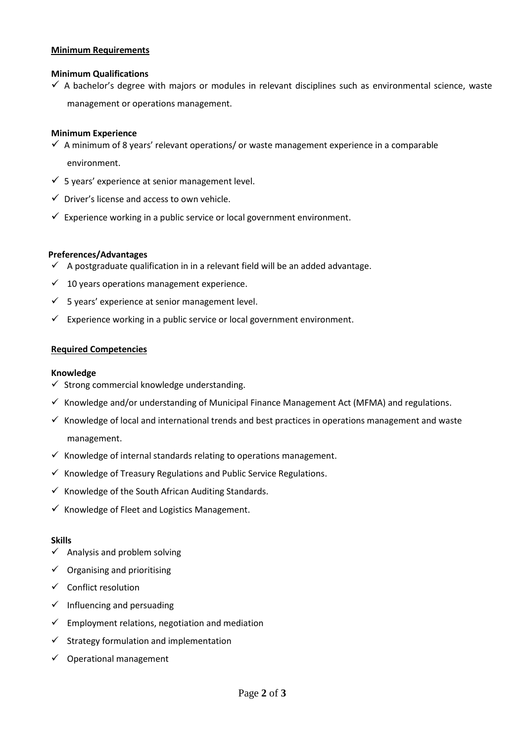**Minimum Requirements**

**Minimum Qualifications**

- ✓ A bachelor's degree with majors or modules in relevant disciplines such as environmental science, waste management or operations management.

**Minimum Experience**

- ✓ A minimum of 8 years' relevant operations/ or waste management experience in a comparable environment.
- ✓ 5 years' experience at senior management level.
- ✓ Driver's license and access to own vehicle.
- ✓ Experience working in a public service or local government environment.

**Preferences/Advantages**

- ✓ A postgraduate qualification in in a relevant field will be an added advantage.
- ✓ 10 years operations management experience.
- ✓ 5 years' experience at senior management level.
- ✓ Experience working in a public service or local government environment.

**Required Competencies**

**Knowledge**

- ✓ Strong commercial knowledge understanding.
- ✓ Knowledge and/or understanding of Municipal Finance Management Act (MFMA) and regulations.
- ✓ Knowledge of local and international trends and best practices in operations management and waste management.
- ✓ Knowledge of internal standards relating to operations management.
- ✓ Knowledge of Treasury Regulations and Public Service Regulations.
- ✓ Knowledge of the South African Auditing Standards.
- ✓ Knowledge of Fleet and Logistics Management.

**Skills**

- ✓ Analysis and problem solving
- ✓ Organising and prioritising
- ✓ Conflict resolution
- ✓ Influencing and persuading
- ✓ Employment relations, negotiation and mediation
- ✓ Strategy formulation and implementation
- ✓ Operational management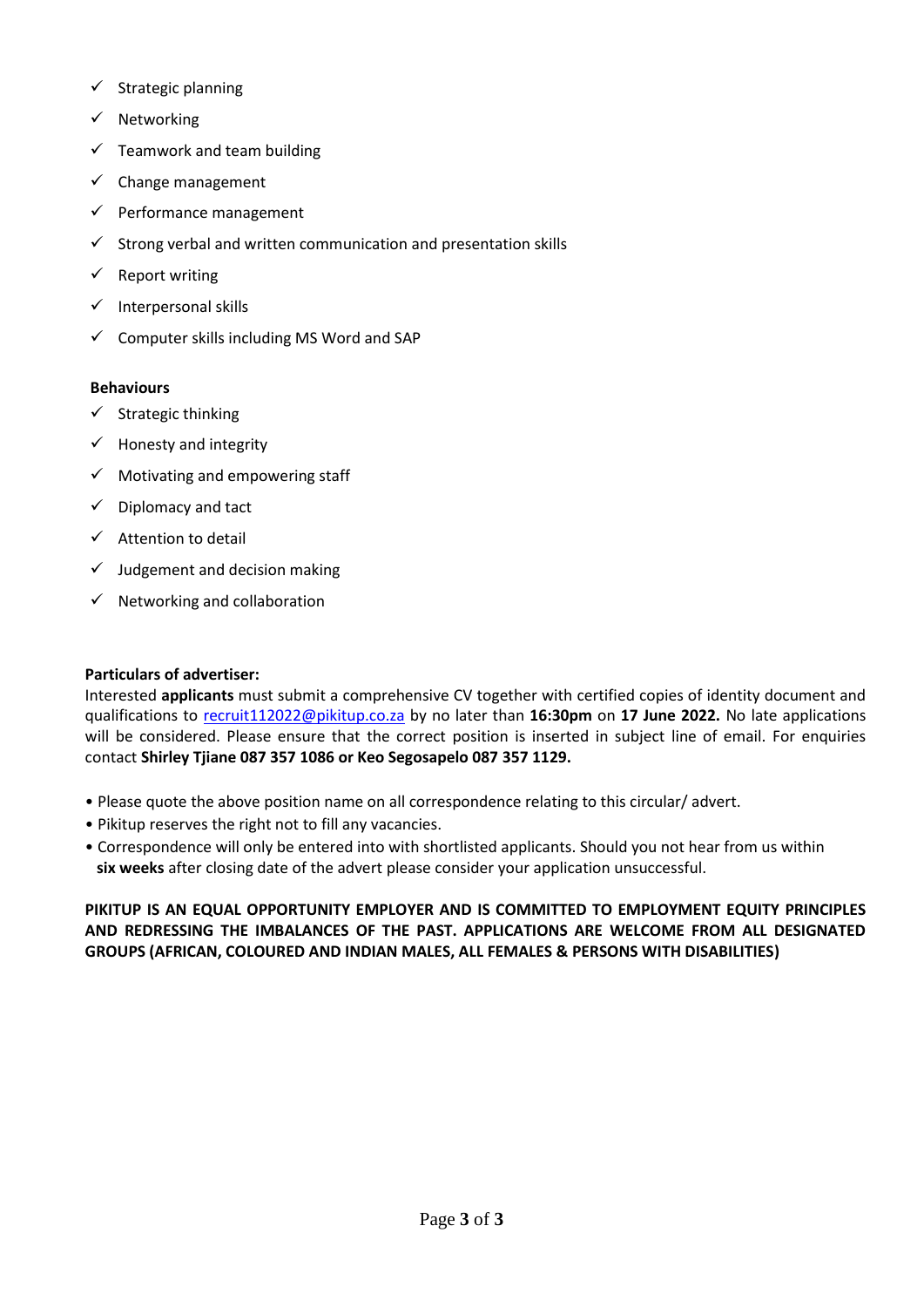- ✓ Strategic planning
- ✓ Networking
- ✓ Teamwork and team building
- ✓ Change management
- ✓ Performance management
- ✓ Strong verbal and written communication and presentation skills
- ✓ Report writing
- ✓ Interpersonal skills
- ✓ Computer skills including MS Word and SAP

**Behaviours**

- ✓ Strategic thinking
- ✓ Honesty and integrity
- ✓ Motivating and empowering staff
- ✓ Diplomacy and tact
- ✓ Attention to detail
- ✓ Judgement and decision making
- ✓ Networking and collaboration

**Particulars of advertiser:**

Interested **applicants** must submit a comprehensive CV together with certified copies of identity document and qualifications to recruit112022@pikitup.co.za by no later than **16:30pm** on **17 June 2022.** No late applications will be considered. Please ensure that the correct position is inserted in subject line of email. For enquiries contact **Shirley Tjiane 087 357 1086 or Keo Segosapelo 087 357 1129.**

- Please quote the above position name on all correspondence relating to this circular/ advert.
- Pikitup reserves the right not to fill any vacancies.
- Correspondence will only be entered into with shortlisted applicants. Should you not hear from us within **six weeks** after closing date of the advert please consider your application unsuccessful.

**PIKITUP IS AN EQUAL OPPORTUNITY EMPLOYER AND IS COMMITTED TO EMPLOYMENT EQUITY PRINCIPLES AND REDRESSING THE IMBALANCES OF THE PAST. APPLICATIONS ARE WELCOME FROM ALL DESIGNATED GROUPS (AFRICAN, COLOURED AND INDIAN MALES, ALL FEMALES & PERSONS WITH DISABILITIES)**